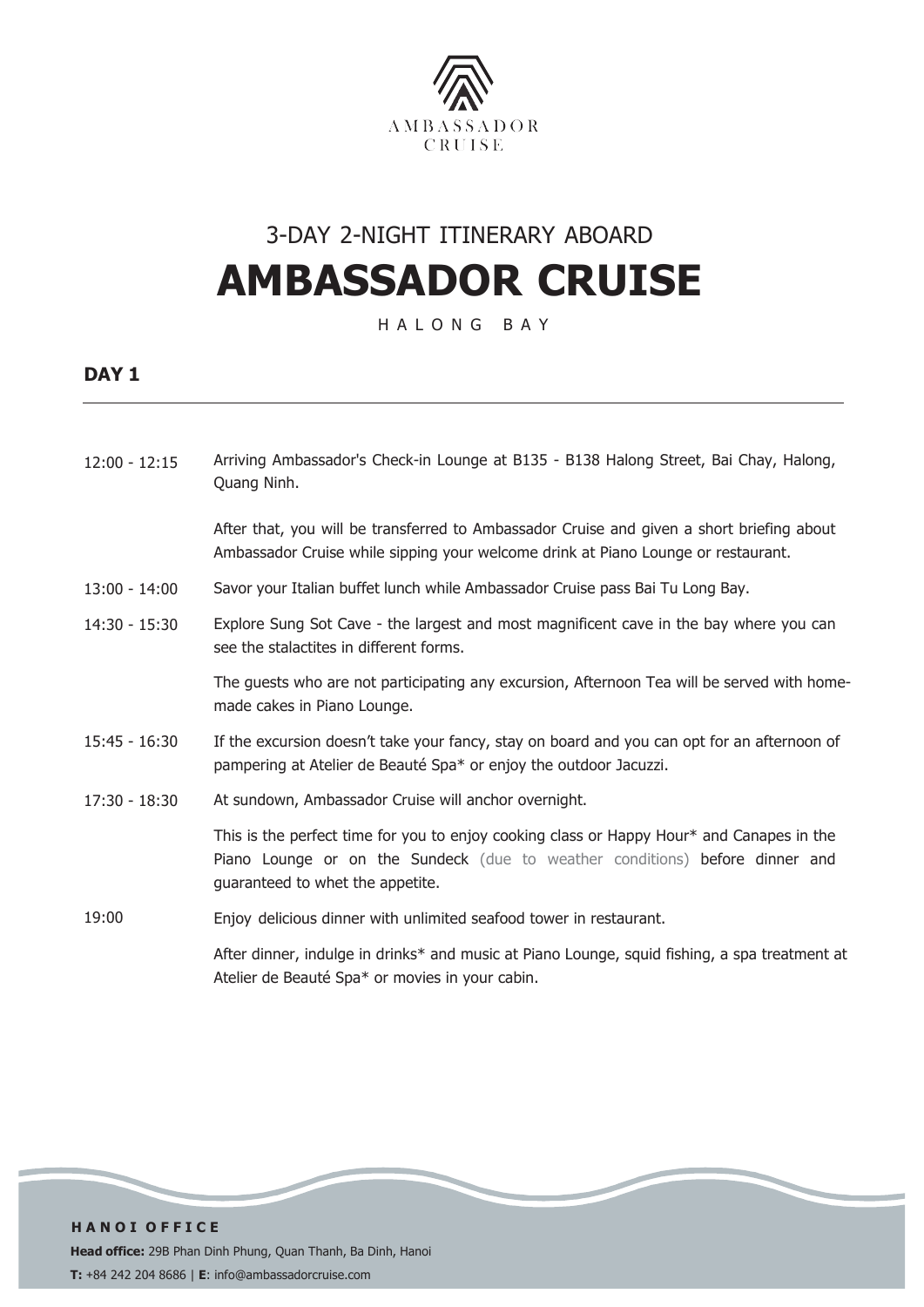AMBASSADOR CRUISE

# 3-DAY 2-NIGHT ITINERARY ABOARD

# AMBASSADOR CRUISE

HALONG BAY

## DAY 1

12:00 - 12:15 Arriving Ambassador's Check-in Lounge at B135 - B138 Halong Street, Bai Chay, Halong, Quang Ninh.

After that, you will be transferred to Ambassador Cruise and given a short briefing about Ambassador Cruise while sipping your welcome drink at Piano Lounge or restaurant.

13:00 - 14:00 Savor your Italian buffet lunch while Ambassador Cruise pass Bai Tu Long Bay.

14:30 - 15:30 Explore Sung Sot Cave - the largest and most magnificent cave in the bay where you can see the stalactites in different forms.

The guests who are not participating any excursion, Afternoon Tea will be served with home-made cakes in Piano Lounge.

15:45 - 16:30 If the excursion doesn't take your fancy, stay on board and you can opt for an afternoon of pampering at Atelier de Beauté Spa* or enjoy the outdoor Jacuzzi.

17:30 - 18:30 At sundown, Ambassador Cruise will anchor overnight.

This is the perfect time for you to enjoy cooking class or Happy Hour* and Canapes in the Piano Lounge or on the Sundeck (due to weather conditions) before dinner and guaranteed to whet the appetite.

19:00 Enjoy delicious dinner with unlimited seafood tower in restaurant.

After dinner, indulge in drinks* and music at Piano Lounge, squid fishing, a spa treatment at Atelier de Beauté Spa* or movies in your cabin.

**HANOI OFFICE**

**Head office:** 29B Phan Dinh Phung, Quan Thanh, Ba Dinh, Hanoi

**T:** +84 242 204 8686 | **E**: info@ambassadorcruise.com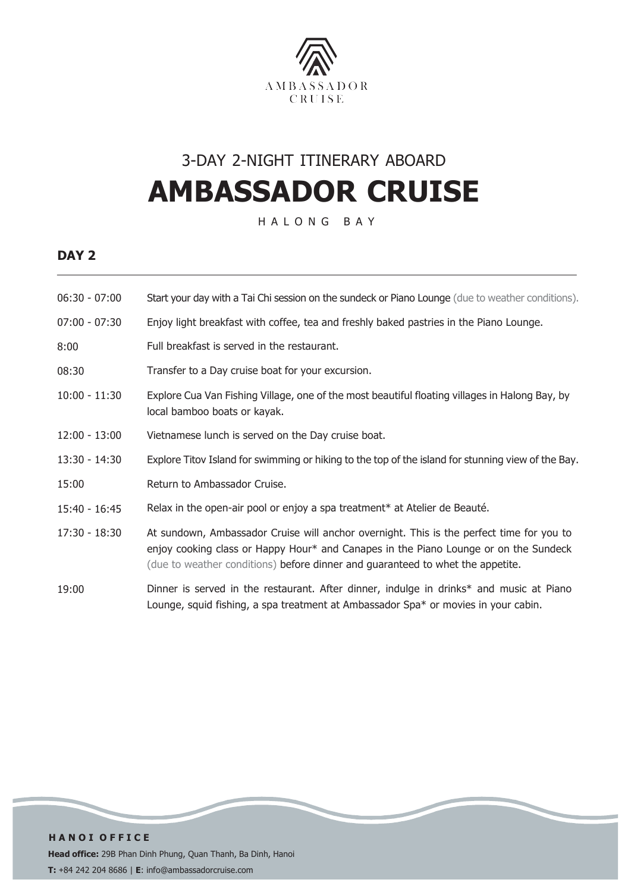AMBASSADOR CRUISE

3-DAY 2-NIGHT ITINERARY ABOARD

# AMBASSADOR CRUISE

HALONG BAY

## DAY 2

| | |
|---|---|
| 06:30 - 07:00 | Start your day with a Tai Chi session on the sundeck or Piano Lounge (due to weather conditions). |
| 07:00 - 07:30 | Enjoy light breakfast with coffee, tea and freshly baked pastries in the Piano Lounge. |
| 8:00 | Full breakfast is served in the restaurant. |
| 08:30 | Transfer to a Day cruise boat for your excursion. |
| 10:00 - 11:30 | Explore Cua Van Fishing Village, one of the most beautiful floating villages in Halong Bay, by local bamboo boats or kayak. |
| 12:00 - 13:00 | Vietnamese lunch is served on the Day cruise boat. |
| 13:30 - 14:30 | Explore Titov Island for swimming or hiking to the top of the island for stunning view of the Bay. |
| 15:00 | Return to Ambassador Cruise. |
| 15:40 - 16:45 | Relax in the open-air pool or enjoy a spa treatment* at Atelier de Beauté. |
| 17:30 - 18:30 | At sundown, Ambassador Cruise will anchor overnight. This is the perfect time for you to enjoy cooking class or Happy Hour* and Canapes in the Piano Lounge or on the Sundeck (due to weather conditions) before dinner and guaranteed to whet the appetite. |
| 19:00 | Dinner is served in the restaurant. After dinner, indulge in drinks* and music at Piano Lounge, squid fishing, a spa treatment at Ambassador Spa* or movies in your cabin. |

**HANOI OFFICE**

**Head office:** 29B Phan Dinh Phung, Quan Thanh, Ba Dinh, Hanoi

**T:** +84 242 204 8686 | **E**: info@ambassadorcruise.com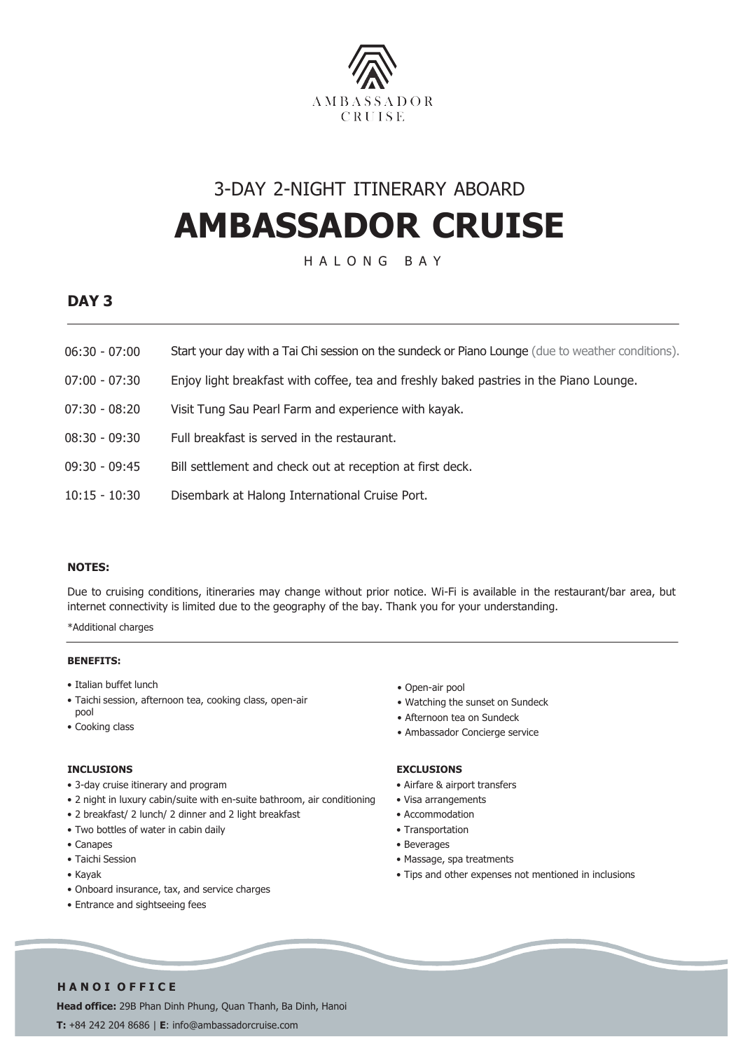AMBASSADOR CRUISE

3-DAY 2-NIGHT ITINERARY ABOARD

# AMBASSADOR CRUISE

HALONG BAY

## DAY 3

| | |
|---|---|
| 06:30 - 07:00 | Start your day with a Tai Chi session on the sundeck or Piano Lounge (due to weather conditions). |
| 07:00 - 07:30 | Enjoy light breakfast with coffee, tea and freshly baked pastries in the Piano Lounge. |
| 07:30 - 08:20 | Visit Tung Sau Pearl Farm and experience with kayak. |
| 08:30 - 09:30 | Full breakfast is served in the restaurant. |
| 09:30 - 09:45 | Bill settlement and check out at reception at first deck. |
| 10:15 - 10:30 | Disembark at Halong International Cruise Port. |

**NOTES:**

Due to cruising conditions, itineraries may change without prior notice. Wi-Fi is available in the restaurant/bar area, but internet connectivity is limited due to the geography of the bay. Thank you for your understanding.

*Additional charges

**BENEFITS:**

- Italian buffet lunch
- Taichi session, afternoon tea, cooking class, open-air pool
- Cooking class
- Open-air pool
- Watching the sunset on Sundeck
- Afternoon tea on Sundeck
- Ambassador Concierge service

**INCLUSIONS**

- 3-day cruise itinerary and program
- 2 night in luxury cabin/suite with en-suite bathroom, air conditioning
- 2 breakfast/ 2 lunch/ 2 dinner and 2 light breakfast
- Two bottles of water in cabin daily
- Canapes
- Taichi Session
- Kayak
- Onboard insurance, tax, and service charges
- Entrance and sightseeing fees

**EXCLUSIONS**

- Airfare & airport transfers
- Visa arrangements
- Accommodation
- Transportation
- Beverages
- Massage, spa treatments
- Tips and other expenses not mentioned in inclusions

**HANOI OFFICE**

**Head office:** 29B Phan Dinh Phung, Quan Thanh, Ba Dinh, Hanoi

**T:** +84 242 204 8686 | **E**: info@ambassadorcruise.com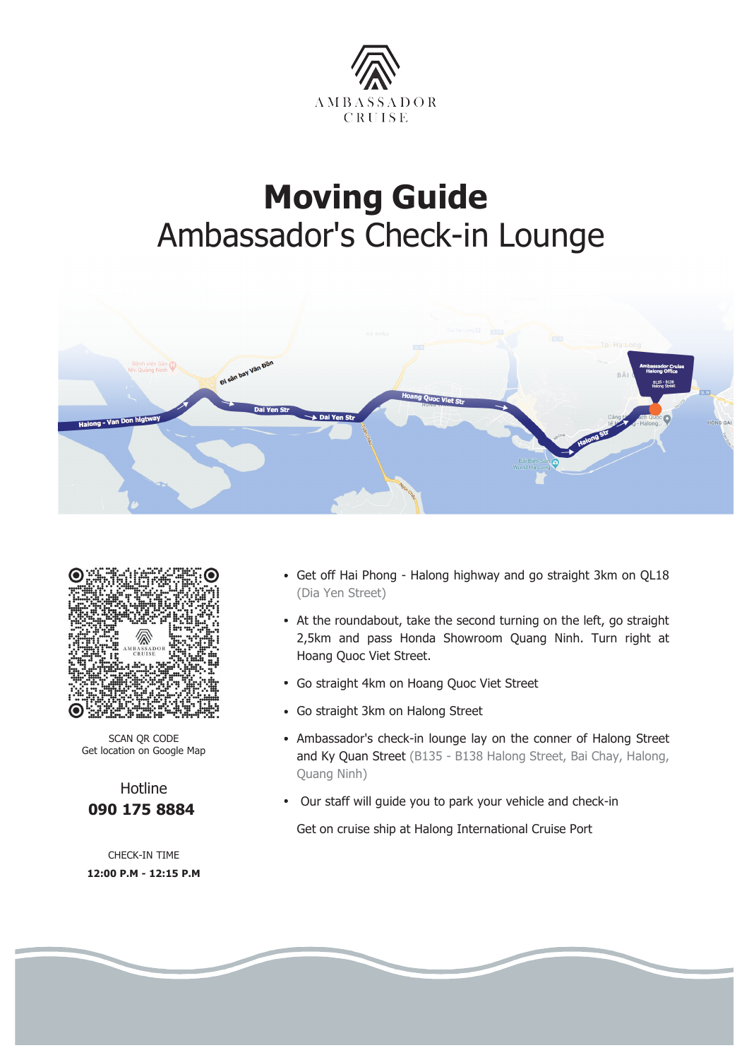AMBASSADOR CRUISE

# Moving Guide

## Ambassador's Check-in Lounge

Halong - Van Don higtway

Đi sân bay Vân Đồn

Dai Yen Str

Dai Yen Str

Hoang Quoc Viet Str

Halong Str

Ambassador Cruise Halong Office

B135 - B138 Halong Street

SCAN QR CODE
Get location on Google Map

Hotline
**090 175 8884**

CHECK-IN TIME
**12:00 P.M - 12:15 P.M**

- Get off Hai Phong - Halong highway and go straight 3km on QL18 (Dia Yen Street)
- At the roundabout, take the second turning on the left, go straight 2,5km and pass Honda Showroom Quang Ninh. Turn right at Hoang Quoc Viet Street.
- Go straight 4km on Hoang Quoc Viet Street
- Go straight 3km on Halong Street
- Ambassador's check-in lounge lay on the conner of Halong Street and Ky Quan Street (B135 - B138 Halong Street, Bai Chay, Halong, Quang Ninh)
- Our staff will guide you to park your vehicle and check-in

Get on cruise ship at Halong International Cruise Port